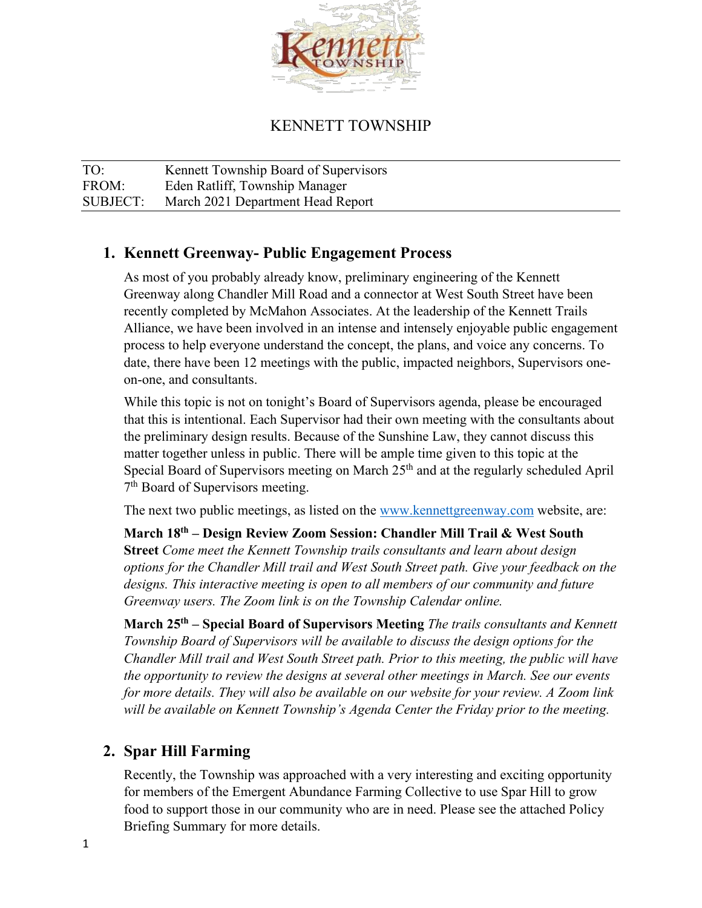# KENNETT TOWNSHIP

| | |
|---|---|
| TO: | Kennett Township Board of Supervisors |
| FROM: | Eden Ratliff, Township Manager |
| SUBJECT: | March 2021 Department Head Report |

## 1. Kennett Greenway- Public Engagement Process

As most of you probably already know, preliminary engineering of the Kennett Greenway along Chandler Mill Road and a connector at West South Street have been recently completed by McMahon Associates. At the leadership of the Kennett Trails Alliance, we have been involved in an intense and intensely enjoyable public engagement process to help everyone understand the concept, the plans, and voice any concerns. To date, there have been 12 meetings with the public, impacted neighbors, Supervisors one-on-one, and consultants.

While this topic is not on tonight's Board of Supervisors agenda, please be encouraged that this is intentional. Each Supervisor had their own meeting with the consultants about the preliminary design results. Because of the Sunshine Law, they cannot discuss this matter together unless in public. There will be ample time given to this topic at the Special Board of Supervisors meeting on March 25th and at the regularly scheduled April 7th Board of Supervisors meeting.

The next two public meetings, as listed on the www.kennettgreenway.com website, are:

**March 18th – Design Review Zoom Session: Chandler Mill Trail & West South Street** *Come meet the Kennett Township trails consultants and learn about design options for the Chandler Mill trail and West South Street path. Give your feedback on the designs. This interactive meeting is open to all members of our community and future Greenway users. The Zoom link is on the Township Calendar online.*

**March 25th – Special Board of Supervisors Meeting** *The trails consultants and Kennett Township Board of Supervisors will be available to discuss the design options for the Chandler Mill trail and West South Street path. Prior to this meeting, the public will have the opportunity to review the designs at several other meetings in March. See our events for more details. They will also be available on our website for your review. A Zoom link will be available on Kennett Township's Agenda Center the Friday prior to the meeting.*

## 2. Spar Hill Farming

Recently, the Township was approached with a very interesting and exciting opportunity for members of the Emergent Abundance Farming Collective to use Spar Hill to grow food to support those in our community who are in need. Please see the attached Policy Briefing Summary for more details.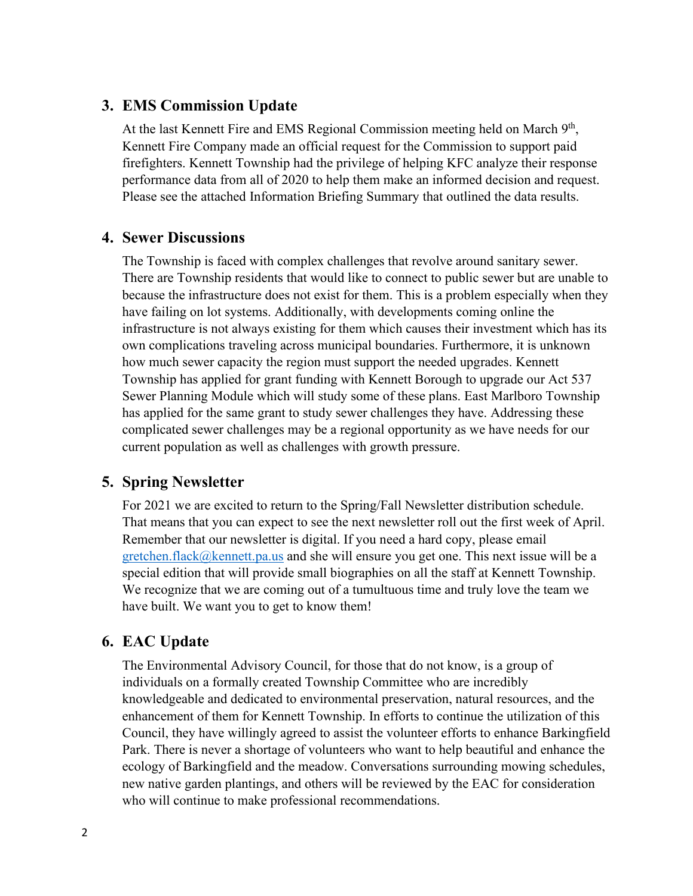## 3. EMS Commission Update

At the last Kennett Fire and EMS Regional Commission meeting held on March 9th, Kennett Fire Company made an official request for the Commission to support paid firefighters. Kennett Township had the privilege of helping KFC analyze their response performance data from all of 2020 to help them make an informed decision and request. Please see the attached Information Briefing Summary that outlined the data results.

## 4. Sewer Discussions

The Township is faced with complex challenges that revolve around sanitary sewer. There are Township residents that would like to connect to public sewer but are unable to because the infrastructure does not exist for them. This is a problem especially when they have failing on lot systems. Additionally, with developments coming online the infrastructure is not always existing for them which causes their investment which has its own complications traveling across municipal boundaries. Furthermore, it is unknown how much sewer capacity the region must support the needed upgrades. Kennett Township has applied for grant funding with Kennett Borough to upgrade our Act 537 Sewer Planning Module which will study some of these plans. East Marlboro Township has applied for the same grant to study sewer challenges they have. Addressing these complicated sewer challenges may be a regional opportunity as we have needs for our current population as well as challenges with growth pressure.

## 5. Spring Newsletter

For 2021 we are excited to return to the Spring/Fall Newsletter distribution schedule. That means that you can expect to see the next newsletter roll out the first week of April. Remember that our newsletter is digital. If you need a hard copy, please email gretchen.flack@kennett.pa.us and she will ensure you get one. This next issue will be a special edition that will provide small biographies on all the staff at Kennett Township. We recognize that we are coming out of a tumultuous time and truly love the team we have built. We want you to get to know them!

## 6. EAC Update

The Environmental Advisory Council, for those that do not know, is a group of individuals on a formally created Township Committee who are incredibly knowledgeable and dedicated to environmental preservation, natural resources, and the enhancement of them for Kennett Township. In efforts to continue the utilization of this Council, they have willingly agreed to assist the volunteer efforts to enhance Barkingfield Park. There is never a shortage of volunteers who want to help beautiful and enhance the ecology of Barkingfield and the meadow. Conversations surrounding mowing schedules, new native garden plantings, and others will be reviewed by the EAC for consideration who will continue to make professional recommendations.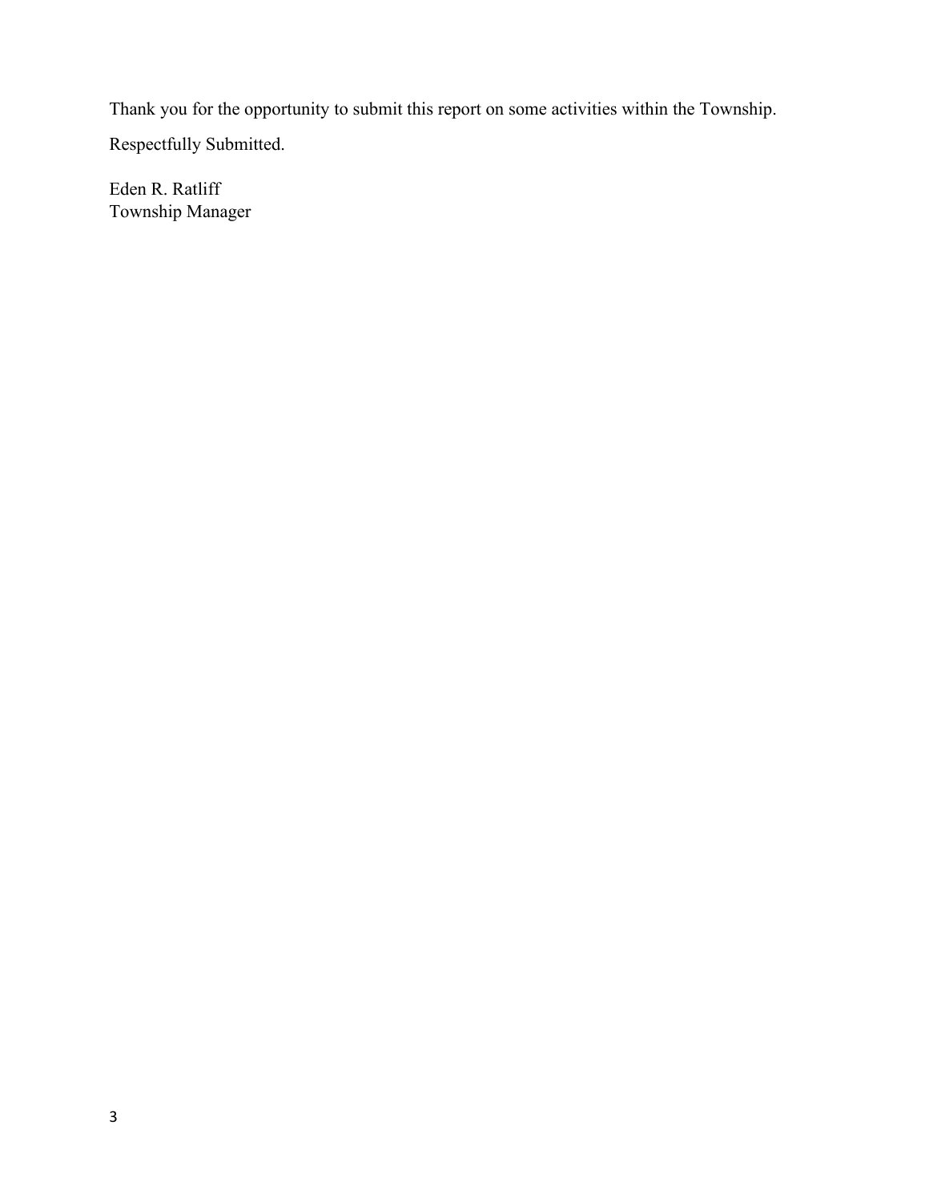Thank you for the opportunity to submit this report on some activities within the Township.

Respectfully Submitted.

Eden R. Ratliff
Township Manager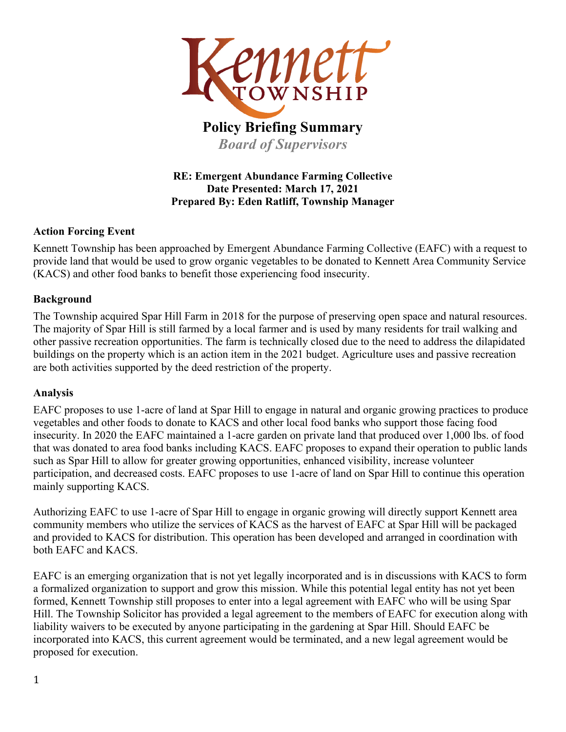# Kennett TOWNSHIP

**Policy Briefing Summary**

***Board of Supervisors***

**RE: Emergent Abundance Farming Collective**
**Date Presented: March 17, 2021**
**Prepared By: Eden Ratliff, Township Manager**

**Action Forcing Event**

Kennett Township has been approached by Emergent Abundance Farming Collective (EAFC) with a request to provide land that would be used to grow organic vegetables to be donated to Kennett Area Community Service (KACS) and other food banks to benefit those experiencing food insecurity.

**Background**

The Township acquired Spar Hill Farm in 2018 for the purpose of preserving open space and natural resources. The majority of Spar Hill is still farmed by a local farmer and is used by many residents for trail walking and other passive recreation opportunities. The farm is technically closed due to the need to address the dilapidated buildings on the property which is an action item in the 2021 budget. Agriculture uses and passive recreation are both activities supported by the deed restriction of the property.

**Analysis**

EAFC proposes to use 1-acre of land at Spar Hill to engage in natural and organic growing practices to produce vegetables and other foods to donate to KACS and other local food banks who support those facing food insecurity. In 2020 the EAFC maintained a 1-acre garden on private land that produced over 1,000 lbs. of food that was donated to area food banks including KACS. EAFC proposes to expand their operation to public lands such as Spar Hill to allow for greater growing opportunities, enhanced visibility, increase volunteer participation, and decreased costs. EAFC proposes to use 1-acre of land on Spar Hill to continue this operation mainly supporting KACS.

Authorizing EAFC to use 1-acre of Spar Hill to engage in organic growing will directly support Kennett area community members who utilize the services of KACS as the harvest of EAFC at Spar Hill will be packaged and provided to KACS for distribution. This operation has been developed and arranged in coordination with both EAFC and KACS.

EAFC is an emerging organization that is not yet legally incorporated and is in discussions with KACS to form a formalized organization to support and grow this mission. While this potential legal entity has not yet been formed, Kennett Township still proposes to enter into a legal agreement with EAFC who will be using Spar Hill. The Township Solicitor has provided a legal agreement to the members of EAFC for execution along with liability waivers to be executed by anyone participating in the gardening at Spar Hill. Should EAFC be incorporated into KACS, this current agreement would be terminated, and a new legal agreement would be proposed for execution.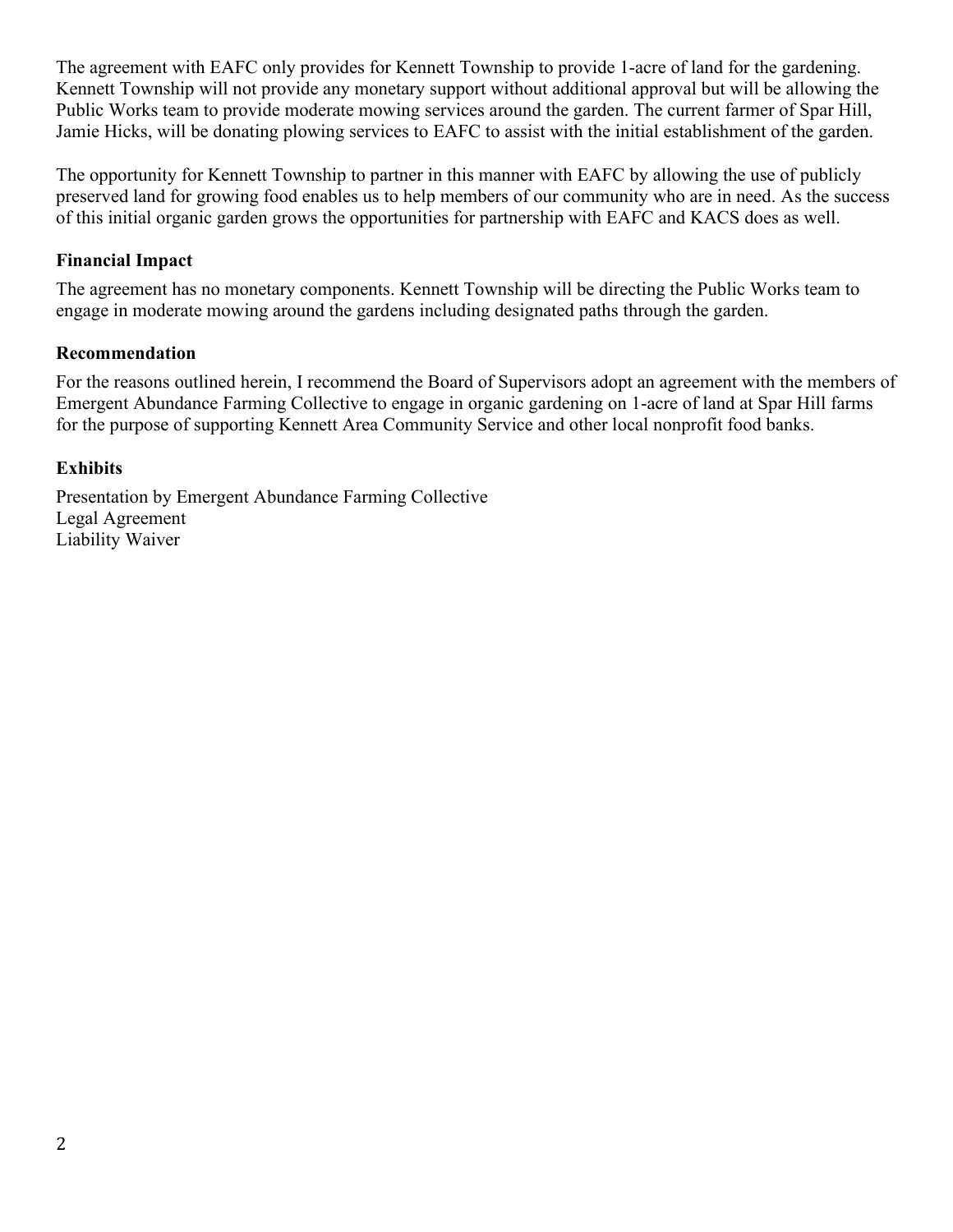The agreement with EAFC only provides for Kennett Township to provide 1-acre of land for the gardening. Kennett Township will not provide any monetary support without additional approval but will be allowing the Public Works team to provide moderate mowing services around the garden. The current farmer of Spar Hill, Jamie Hicks, will be donating plowing services to EAFC to assist with the initial establishment of the garden.

The opportunity for Kennett Township to partner in this manner with EAFC by allowing the use of publicly preserved land for growing food enables us to help members of our community who are in need. As the success of this initial organic garden grows the opportunities for partnership with EAFC and KACS does as well.

### Financial Impact

The agreement has no monetary components. Kennett Township will be directing the Public Works team to engage in moderate mowing around the gardens including designated paths through the garden.

### Recommendation

For the reasons outlined herein, I recommend the Board of Supervisors adopt an agreement with the members of Emergent Abundance Farming Collective to engage in organic gardening on 1-acre of land at Spar Hill farms for the purpose of supporting Kennett Area Community Service and other local nonprofit food banks.

### Exhibits

Presentation by Emergent Abundance Farming Collective
Legal Agreement
Liability Waiver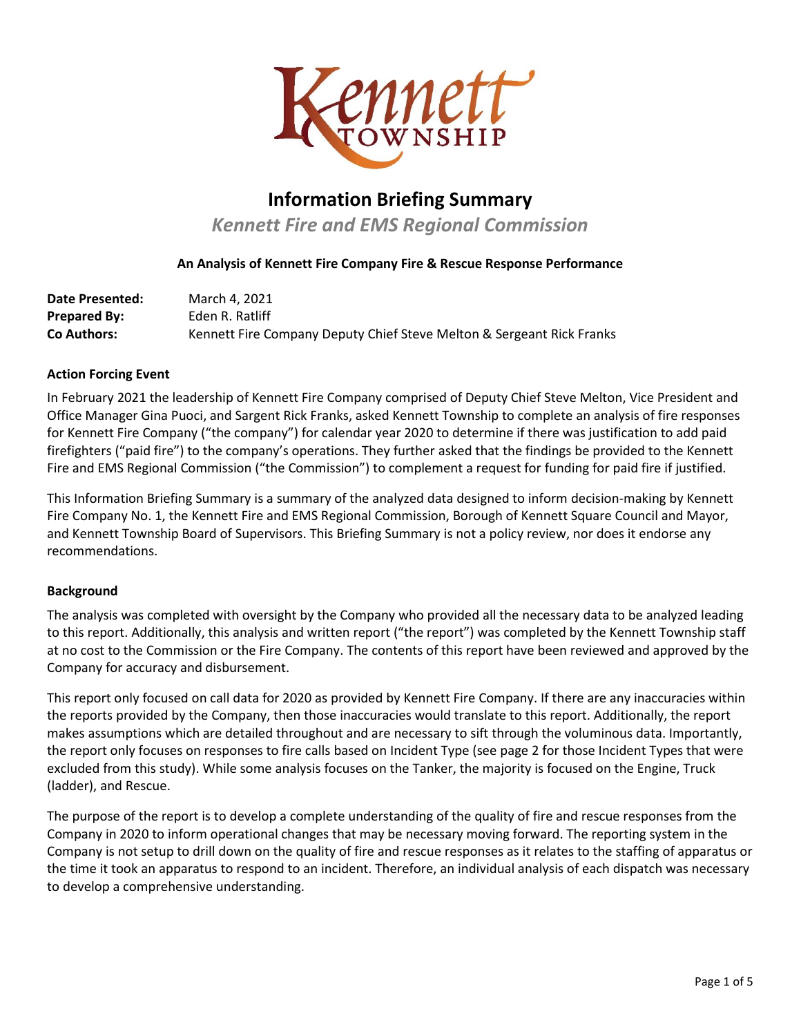# Information Briefing Summary

*Kennett Fire and EMS Regional Commission*

**An Analysis of Kennett Fire Company Fire & Rescue Response Performance**

| | |
|---|---|
| **Date Presented:** | March 4, 2021 |
| **Prepared By:** | Eden R. Ratliff |
| **Co Authors:** | Kennett Fire Company Deputy Chief Steve Melton & Sergeant Rick Franks |

### Action Forcing Event

In February 2021 the leadership of Kennett Fire Company comprised of Deputy Chief Steve Melton, Vice President and Office Manager Gina Puoci, and Sargent Rick Franks, asked Kennett Township to complete an analysis of fire responses for Kennett Fire Company ("the company") for calendar year 2020 to determine if there was justification to add paid firefighters ("paid fire") to the company's operations. They further asked that the findings be provided to the Kennett Fire and EMS Regional Commission ("the Commission") to complement a request for funding for paid fire if justified.

This Information Briefing Summary is a summary of the analyzed data designed to inform decision-making by Kennett Fire Company No. 1, the Kennett Fire and EMS Regional Commission, Borough of Kennett Square Council and Mayor, and Kennett Township Board of Supervisors. This Briefing Summary is not a policy review, nor does it endorse any recommendations.

### Background

The analysis was completed with oversight by the Company who provided all the necessary data to be analyzed leading to this report. Additionally, this analysis and written report ("the report") was completed by the Kennett Township staff at no cost to the Commission or the Fire Company. The contents of this report have been reviewed and approved by the Company for accuracy and disbursement.

This report only focused on call data for 2020 as provided by Kennett Fire Company. If there are any inaccuracies within the reports provided by the Company, then those inaccuracies would translate to this report. Additionally, the report makes assumptions which are detailed throughout and are necessary to sift through the voluminous data. Importantly, the report only focuses on responses to fire calls based on Incident Type (see page 2 for those Incident Types that were excluded from this study). While some analysis focuses on the Tanker, the majority is focused on the Engine, Truck (ladder), and Rescue.

The purpose of the report is to develop a complete understanding of the quality of fire and rescue responses from the Company in 2020 to inform operational changes that may be necessary moving forward. The reporting system in the Company is not setup to drill down on the quality of fire and rescue responses as it relates to the staffing of apparatus or the time it took an apparatus to respond to an incident. Therefore, an individual analysis of each dispatch was necessary to develop a comprehensive understanding.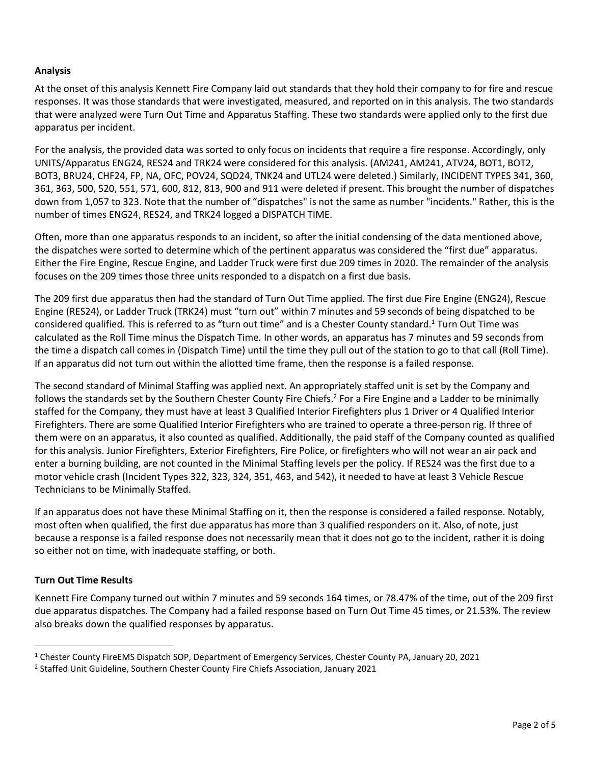**Analysis**

At the onset of this analysis Kennett Fire Company laid out standards that they hold their company to for fire and rescue responses. It was those standards that were investigated, measured, and reported on in this analysis. The two standards that were analyzed were Turn Out Time and Apparatus Staffing. These two standards were applied only to the first due apparatus per incident.

For the analysis, the provided data was sorted to only focus on incidents that require a fire response. Accordingly, only UNITS/Apparatus ENG24, RES24 and TRK24 were considered for this analysis. (AM241, AM241, ATV24, BOT1, BOT2, BOT3, BRU24, CHF24, FP, NA, OFC, POV24, SQD24, TNK24 and UTL24 were deleted.) Similarly, INCIDENT TYPES 341, 360, 361, 363, 500, 520, 551, 571, 600, 812, 813, 900 and 911 were deleted if present. This brought the number of dispatches down from 1,057 to 323. Note that the number of "dispatches" is not the same as number "incidents." Rather, this is the number of times ENG24, RES24, and TRK24 logged a DISPATCH TIME.

Often, more than one apparatus responds to an incident, so after the initial condensing of the data mentioned above, the dispatches were sorted to determine which of the pertinent apparatus was considered the "first due" apparatus. Either the Fire Engine, Rescue Engine, and Ladder Truck were first due 209 times in 2020. The remainder of the analysis focuses on the 209 times those three units responded to a dispatch on a first due basis.

The 209 first due apparatus then had the standard of Turn Out Time applied. The first due Fire Engine (ENG24), Rescue Engine (RES24), or Ladder Truck (TRK24) must "turn out" within 7 minutes and 59 seconds of being dispatched to be considered qualified. This is referred to as "turn out time" and is a Chester County standard.[1] Turn Out Time was calculated as the Roll Time minus the Dispatch Time. In other words, an apparatus has 7 minutes and 59 seconds from the time a dispatch call comes in (Dispatch Time) until the time they pull out of the station to go to that call (Roll Time). If an apparatus did not turn out within the allotted time frame, then the response is a failed response.

The second standard of Minimal Staffing was applied next. An appropriately staffed unit is set by the Company and follows the standards set by the Southern Chester County Fire Chiefs.[2] For a Fire Engine and a Ladder to be minimally staffed for the Company, they must have at least 3 Qualified Interior Firefighters plus 1 Driver or 4 Qualified Interior Firefighters. There are some Qualified Interior Firefighters who are trained to operate a three-person rig. If three of them were on an apparatus, it also counted as qualified. Additionally, the paid staff of the Company counted as qualified for this analysis. Junior Firefighters, Exterior Firefighters, Fire Police, or firefighters who will not wear an air pack and enter a burning building, are not counted in the Minimal Staffing levels per the policy. If RES24 was the first due to a motor vehicle crash (Incident Types 322, 323, 324, 351, 463, and 542), it needed to have at least 3 Vehicle Rescue Technicians to be Minimally Staffed.

If an apparatus does not have these Minimal Staffing on it, then the response is considered a failed response. Notably, most often when qualified, the first due apparatus has more than 3 qualified responders on it. Also, of note, just because a response is a failed response does not necessarily mean that it does not go to the incident, rather it is doing so either not on time, with inadequate staffing, or both.

**Turn Out Time Results**

Kennett Fire Company turned out within 7 minutes and 59 seconds 164 times, or 78.47% of the time, out of the 209 first due apparatus dispatches. The Company had a failed response based on Turn Out Time 45 times, or 21.53%. The review also breaks down the qualified responses by apparatus.

[1] Chester County FireEMS Dispatch SOP, Department of Emergency Services, Chester County PA, January 20, 2021

[2] Staffed Unit Guideline, Southern Chester County Fire Chiefs Association, January 2021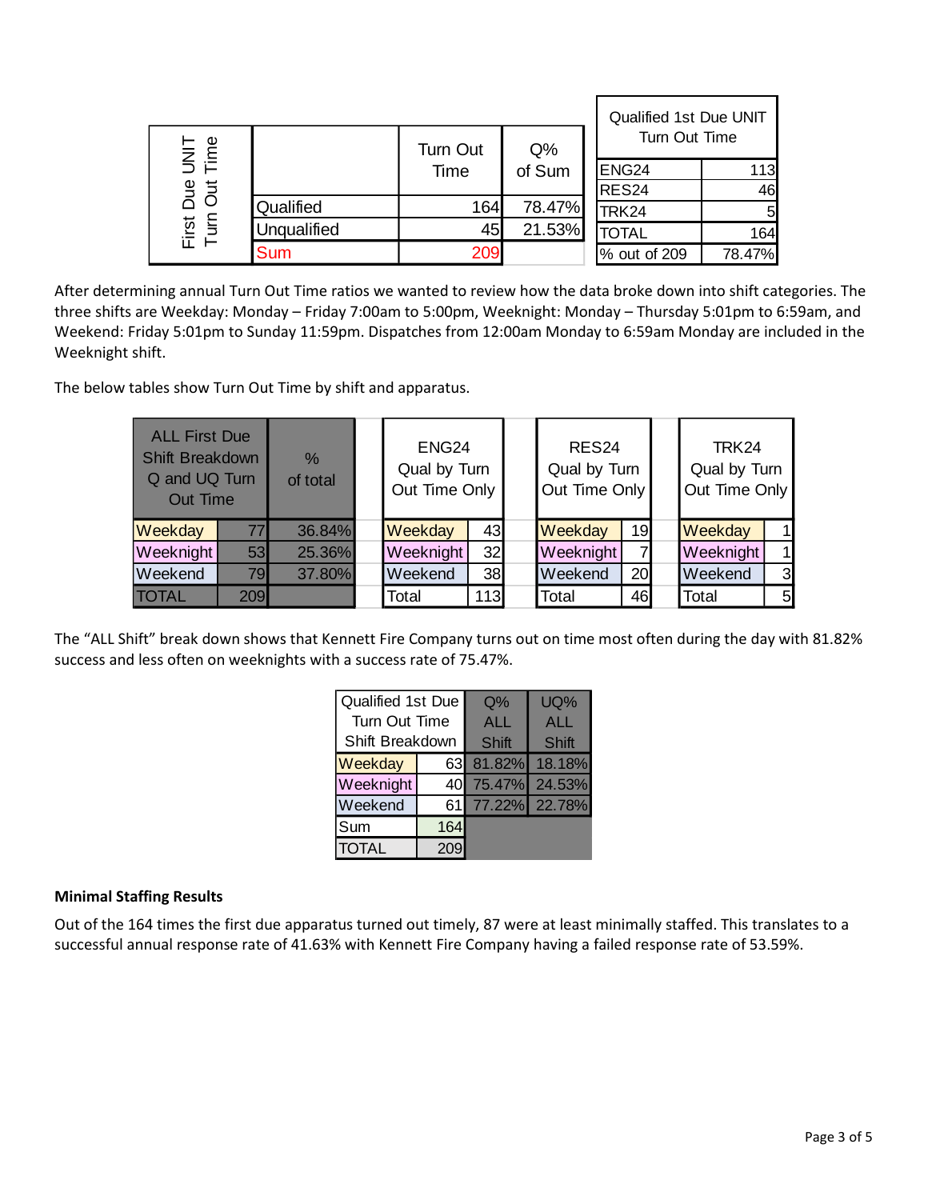| First Due UNIT Turn Out Time | | Turn Out Time | Q% of Sum |
|---|---|---|---|
| | Qualified | 164 | 78.47% |
| | Unqualified | 45 | 21.53% |
| | Sum | 209 | |

| Qualified 1st Due UNIT Turn Out Time | |
|---|---|
| ENG24 | 113 |
| RES24 | 46 |
| TRK24 | 5 |
| TOTAL | 164 |
| % out of 209 | 78.47% |

After determining annual Turn Out Time ratios we wanted to review how the data broke down into shift categories. The three shifts are Weekday: Monday – Friday 7:00am to 5:00pm, Weeknight: Monday – Thursday 5:01pm to 6:59am, and Weekend: Friday 5:01pm to Sunday 11:59pm. Dispatches from 12:00am Monday to 6:59am Monday are included in the Weeknight shift.

The below tables show Turn Out Time by shift and apparatus.

| ALL First Due Shift Breakdown Q and UQ Turn Out Time | | % of total |
|---|---|---|
| Weekday | 77 | 36.84% |
| Weeknight | 53 | 25.36% |
| Weekend | 79 | 37.80% |
| TOTAL | 209 | |

| ENG24 Qual by Turn Out Time Only | |
|---|---|
| Weekday | 43 |
| Weeknight | 32 |
| Weekend | 38 |
| Total | 113 |

| RES24 Qual by Turn Out Time Only | |
|---|---|
| Weekday | 19 |
| Weeknight | 7 |
| Weekend | 20 |
| Total | 46 |

| TRK24 Qual by Turn Out Time Only | |
|---|---|
| Weekday | 1 |
| Weeknight | 1 |
| Weekend | 3 |
| Total | 5 |

The "ALL Shift" break down shows that Kennett Fire Company turns out on time most often during the day with 81.82% success and less often on weeknights with a success rate of 75.47%.

| Qualified 1st Due Turn Out Time Shift Breakdown | | Q% ALL Shift | UQ% ALL Shift |
|---|---|---|---|
| Weekday | 63 | 81.82% | 18.18% |
| Weeknight | 40 | 75.47% | 24.53% |
| Weekend | 61 | 77.22% | 22.78% |
| Sum | 164 | | |
| TOTAL | 209 | | |

**Minimal Staffing Results**

Out of the 164 times the first due apparatus turned out timely, 87 were at least minimally staffed. This translates to a successful annual response rate of 41.63% with Kennett Fire Company having a failed response rate of 53.59%.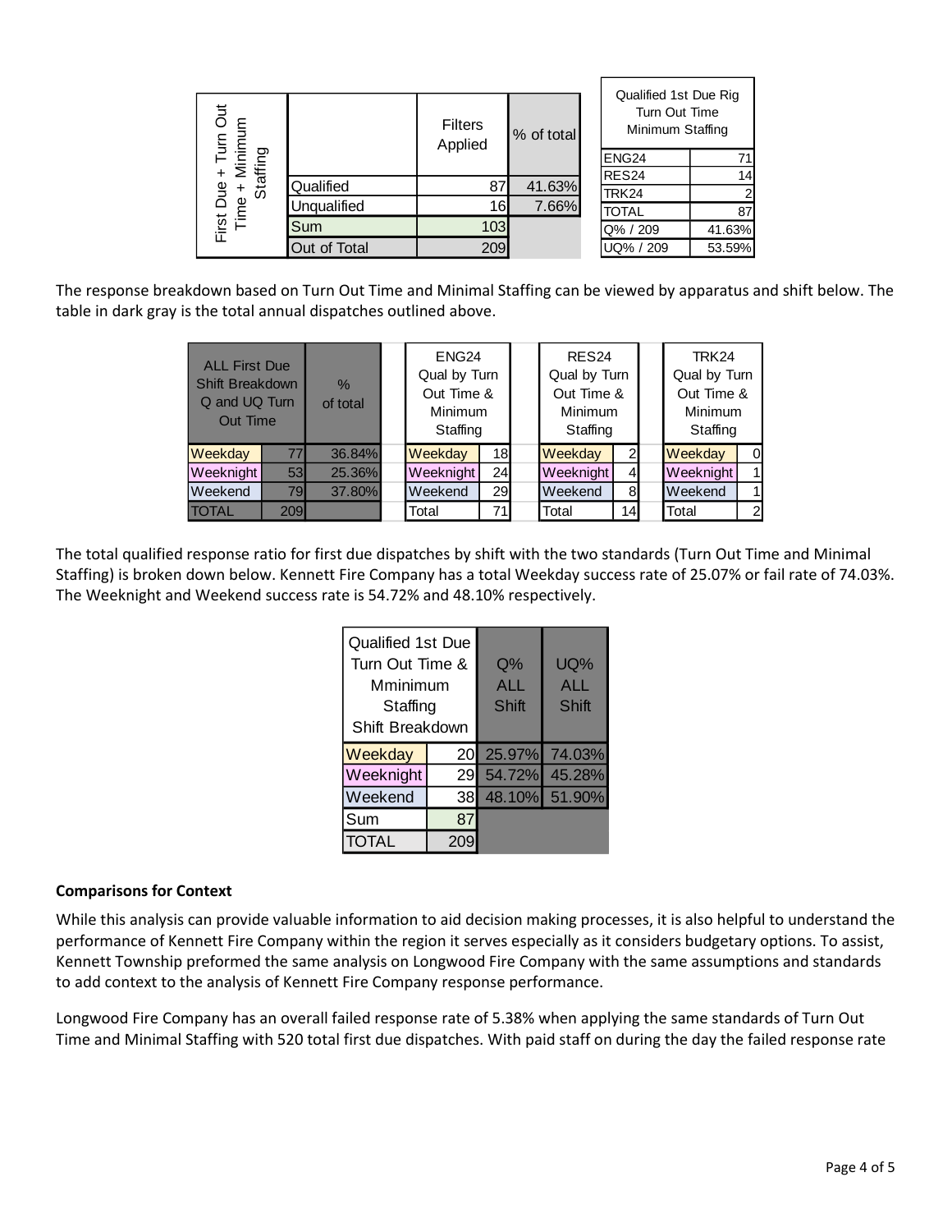| First Due + Turn Out Time + Minimum Staffing | | Filters Applied | % of total |
|---|---|---|---|
| | Qualified | 87 | 41.63% |
| | Unqualified | 16 | 7.66% |
| | Sum | 103 | |
| | Out of Total | 209 | |

| Qualified 1st Due Rig Turn Out Time Minimum Staffing | |
|---|---|
| ENG24 | 71 |
| RES24 | 14 |
| TRK24 | 2 |
| TOTAL | 87 |
| Q% / 209 | 41.63% |
| UQ% / 209 | 53.59% |

The response breakdown based on Turn Out Time and Minimal Staffing can be viewed by apparatus and shift below. The table in dark gray is the total annual dispatches outlined above.

| ALL First Due Shift Breakdown Q and UQ Turn Out Time | | % of total |
|---|---|---|
| Weekday | 77 | 36.84% |
| Weeknight | 53 | 25.36% |
| Weekend | 79 | 37.80% |
| TOTAL | 209 | |

| ENG24 Qual by Turn Out Time & Minimum Staffing | |
|---|---|
| Weekday | 18 |
| Weeknight | 24 |
| Weekend | 29 |
| Total | 71 |

| RES24 Qual by Turn Out Time & Minimum Staffing | |
|---|---|
| Weekday | 2 |
| Weeknight | 4 |
| Weekend | 8 |
| Total | 14 |

| TRK24 Qual by Turn Out Time & Minimum Staffing | |
|---|---|
| Weekday | 0 |
| Weeknight | 1 |
| Weekend | 1 |
| Total | 2 |

The total qualified response ratio for first due dispatches by shift with the two standards (Turn Out Time and Minimal Staffing) is broken down below. Kennett Fire Company has a total Weekday success rate of 25.07% or fail rate of 74.03%. The Weeknight and Weekend success rate is 54.72% and 48.10% respectively.

| Qualified 1st Due Turn Out Time & Mminimum Staffing Shift Breakdown | | Q% ALL Shift | UQ% ALL Shift |
|---|---|---|---|
| Weekday | 20 | 25.97% | 74.03% |
| Weeknight | 29 | 54.72% | 45.28% |
| Weekend | 38 | 48.10% | 51.90% |
| Sum | 87 | | |
| TOTAL | 209 | | |

**Comparisons for Context**

While this analysis can provide valuable information to aid decision making processes, it is also helpful to understand the performance of Kennett Fire Company within the region it serves especially as it considers budgetary options. To assist, Kennett Township preformed the same analysis on Longwood Fire Company with the same assumptions and standards to add context to the analysis of Kennett Fire Company response performance.

Longwood Fire Company has an overall failed response rate of 5.38% when applying the same standards of Turn Out Time and Minimal Staffing with 520 total first due dispatches. With paid staff on during the day the failed response rate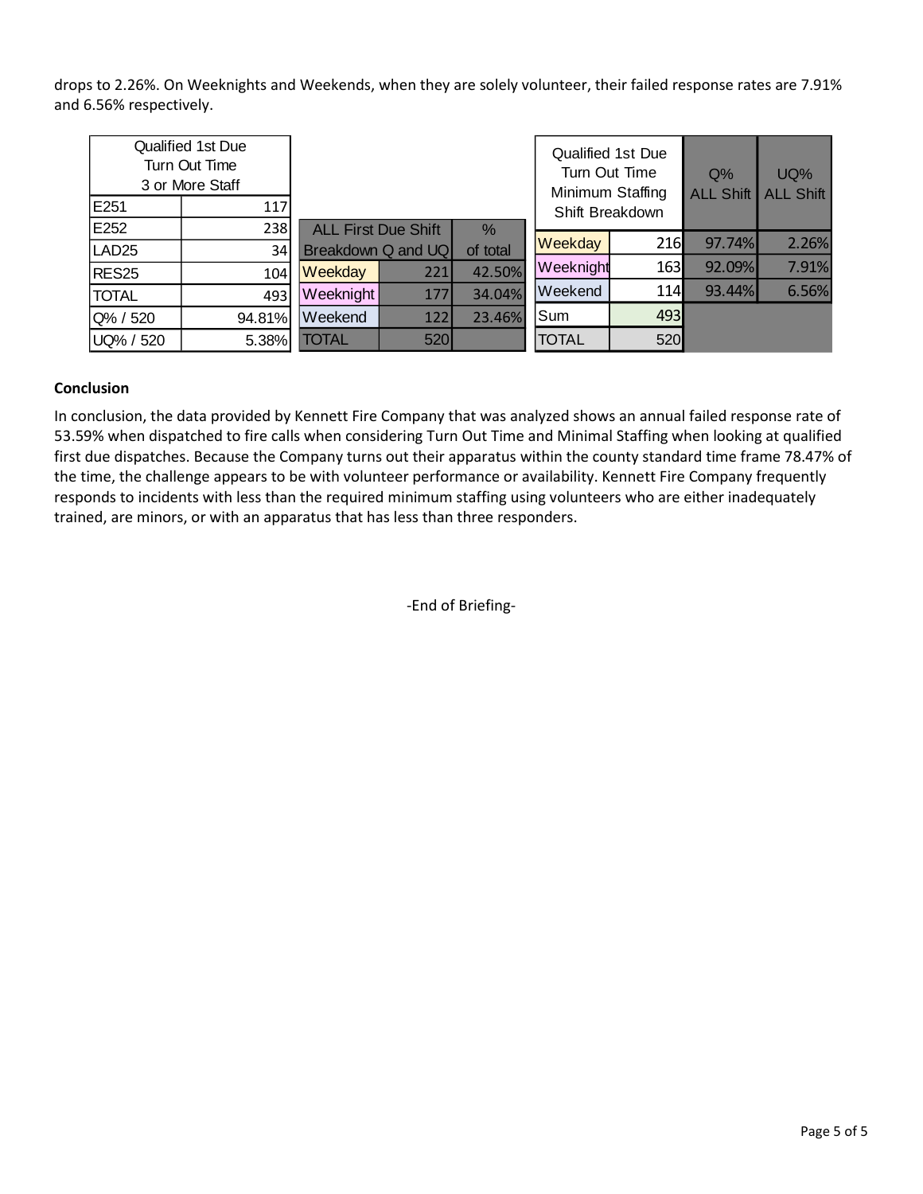drops to 2.26%. On Weeknights and Weekends, when they are solely volunteer, their failed response rates are 7.91% and 6.56% respectively.

| Qualified 1st Due Turn Out Time 3 or More Staff | |
|---|---|
| E251 | 117 |
| E252 | 238 |
| LAD25 | 34 |
| RES25 | 104 |
| TOTAL | 493 |
| Q% / 520 | 94.81% |
| UQ% / 520 | 5.38% |

| ALL First Due Shift Breakdown Q and UQ | | % of total |
|---|---|---|
| Weekday | 221 | 42.50% |
| Weeknight | 177 | 34.04% |
| Weekend | 122 | 23.46% |
| TOTAL | 520 | |

| Qualified 1st Due Turn Out Time Minimum Staffing Shift Breakdown | | Q% ALL Shift | UQ% ALL Shift |
|---|---|---|---|
| Weekday | 216 | 97.74% | 2.26% |
| Weeknight | 163 | 92.09% | 7.91% |
| Weekend | 114 | 93.44% | 6.56% |
| Sum | 493 | | |
| TOTAL | 520 | | |

**Conclusion**

In conclusion, the data provided by Kennett Fire Company that was analyzed shows an annual failed response rate of 53.59% when dispatched to fire calls when considering Turn Out Time and Minimal Staffing when looking at qualified first due dispatches. Because the Company turns out their apparatus within the county standard time frame 78.47% of the time, the challenge appears to be with volunteer performance or availability. Kennett Fire Company frequently responds to incidents with less than the required minimum staffing using volunteers who are either inadequately trained, are minors, or with an apparatus that has less than three responders.

-End of Briefing-